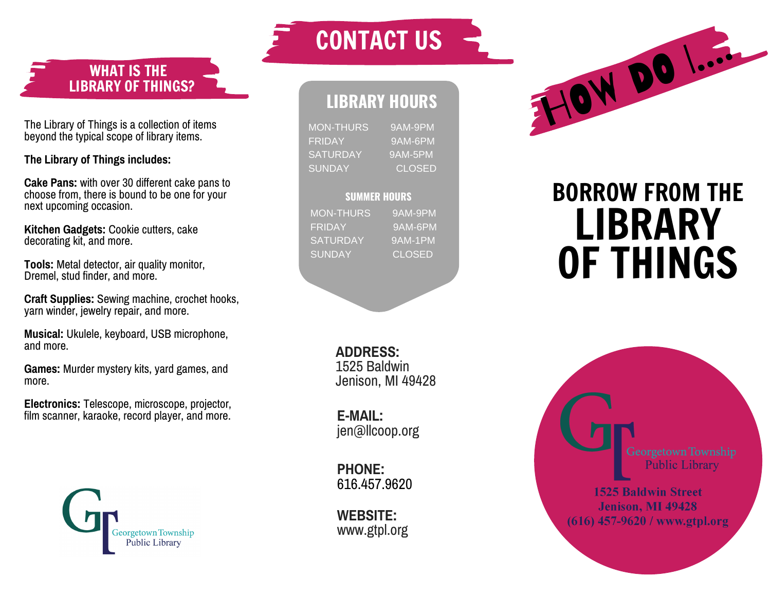## WHAT IS THE LIBRARY OF THINGS?

The Library of Things is a collection of items beyond the typical scope of library items.

**The Library of Things includes:**

**Cake Pans:** with over 30 different cake pans to choose from, there is bound to be one for your next upcoming occasion.

**Kitchen Gadgets:** Cookie cutters, cake decorating kit, and more.

**Tools:** Metal detector, air quality monitor, Dremel, stud finder, and more.

**Craft Supplies:** Sewing machine, crochet hooks, yarn winder, jewelry repair, and more.

**Musical:** Ukulele, keyboard, USB microphone, and more.

**Games:** Murder mystery kits, yard games, and more.

**Electronics:** Telescope, microscope, projector, film scanner, karaoke, record player, and more.

Georgetown Township Public Library

## CONTACT US

### LIBRARY HOURS

| | |
|---|---|
| MON-THURS | 9AM-9PM |
| FRIDAY | 9AM-6PM |
| SATURDAY | 9AM-5PM |
| SUNDAY | CLOSED |

**SUMMER HOURS**

| | |
|---|---|
| MON-THURS | 9AM-9PM |
| FRIDAY | 9AM-6PM |
| SATURDAY | 9AM-1PM |
| SUNDAY | CLOSED |

**ADDRESS:**
1525 Baldwin
Jenison, MI 49428

**E-MAIL:**
jen@llcoop.org

**PHONE:**
616.457.9620

**WEBSITE:**
www.gtpl.org

## HOW DO I...

# BORROW FROM THE LIBRARY OF THINGS

Georgetown Township Public Library
1525 Baldwin Street
Jenison, MI 49428
(616) 457-9620 / www.gtpl.org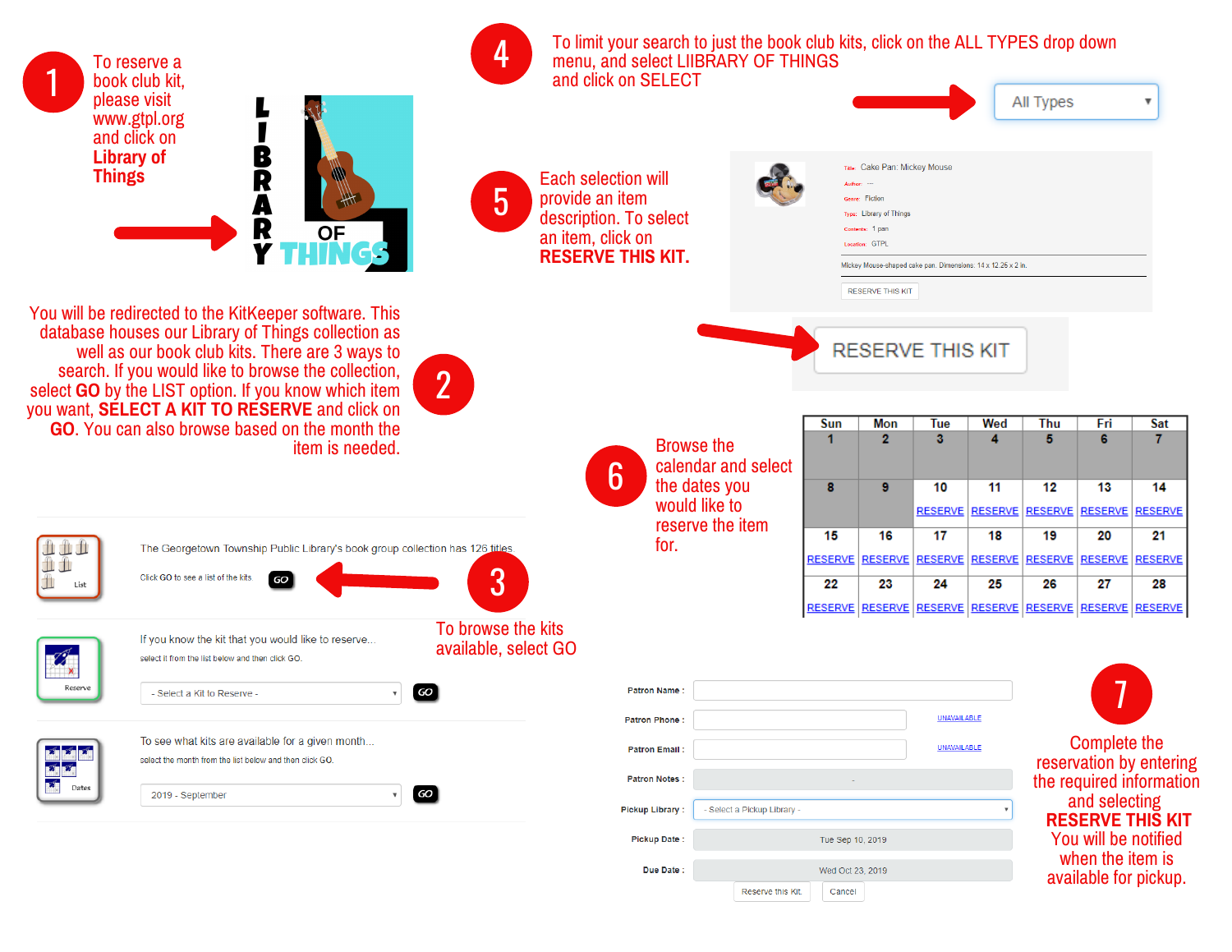**1** To reserve a book club kit, please visit www.gtpl.org and click on **Library of Things**

LIBRARY OF THINGS

**2** You will be redirected to the KitKeeper software. This database houses our Library of Things collection as well as our book club kits. There are 3 ways to search. If you would like to browse the collection, select **GO** by the LIST option. If you know which item you want, **SELECT A KIT TO RESERVE** and click on **GO**. You can also browse based on the month the item is needed.

**3** To browse the kits available, select GO

List — The Georgetown Township Public Library's book group collection has 126 titles

Click GO to see a list of the kits GO

Reserve — If you know the kit that you would like to reserve...

select it from the list below and then click GO.

- Select a Kit to Reserve - GO

Dates — To see what kits are available for a given month...

select the month from the list below and then click GO.

2019 - September GO

**4** To limit your search to just the book club kits, click on the ALL TYPES drop down menu, and select LIIBRARY OF THINGS and click on SELECT

All Types

**5** Each selection will provide an item description. To select an item, click on **RESERVE THIS KIT.**

Title: Cake Pan: Mickey Mouse
Author: ---
Genre: Fiction
Type: Library of Things
Contents: 1 pan
Location: GTPL

Mickey Mouse-shaped cake pan. Dimensions: 14 x 12.25 x 2 in.

RESERVE THIS KIT

RESERVE THIS KIT

**6** Browse the calendar and select the dates you would like to reserve the item for.

| Sun | Mon | Tue | Wed | Thu | Fri | Sat |
|---|---|---|---|---|---|---|
| 1 | 2 | 3 | 4 | 5 | 6 | 7 |
| 8 | 9 | 10 RESERVE | 11 RESERVE | 12 RESERVE | 13 RESERVE | 14 RESERVE |
| 15 RESERVE | 16 RESERVE | 17 RESERVE | 18 RESERVE | 19 RESERVE | 20 RESERVE | 21 RESERVE |
| 22 RESERVE | 23 RESERVE | 24 RESERVE | 25 RESERVE | 26 RESERVE | 27 RESERVE | 28 RESERVE |

Patron Name :

Patron Phone : UNAVAILABLE

Patron Email : UNAVAILABLE

Patron Notes : -

Pickup Library : - Select a Pickup Library -

Pickup Date : Tue Sep 10, 2019

Due Date : Wed Oct 23, 2019

Reserve this Kit. Cancel

**7** Complete the reservation by entering the required information and selecting **RESERVE THIS KIT** You will be notified when the item is available for pickup.